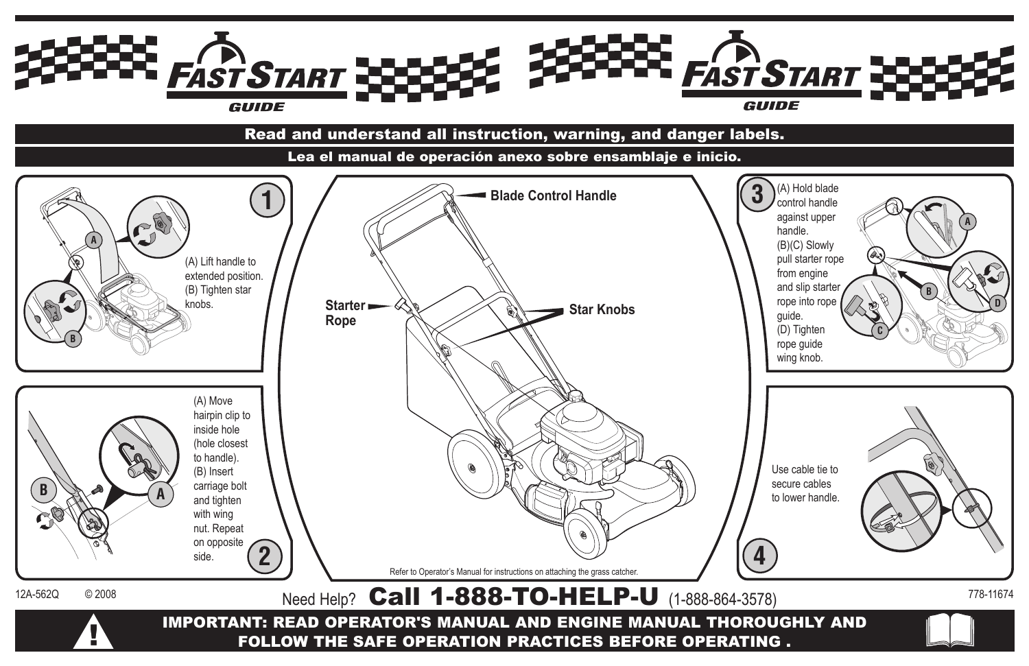# FAST START GUIDE

**Read and understand all instruction, warning, and danger labels.**

**Lea el manual de operación anexo sobre ensamblaje e inicio.**

## 1

(A) Lift handle to extended position.
(B) Tighten star knobs.

## 2

(A) Move hairpin clip to inside hole (hole closest to handle).
(B) Insert carriage bolt and tighten with wing nut. Repeat on opposite side.

Blade Control Handle

Starter Rope

Star Knobs

Refer to Operator's Manual for instructions on attaching the grass catcher.

## 3

(A) Hold blade control handle against upper handle.
(B)(C) Slowly pull starter rope from engine and slip starter rope into rope guide.
(D) Tighten rope guide wing knob.

## 4

Use cable tie to secure cables to lower handle.

12A-562Q © 2008

Need Help? **Call 1-888-TO-HELP-U** (1-888-864-3578)

778-11674

**IMPORTANT: READ OPERATOR'S MANUAL AND ENGINE MANUAL THOROUGHLY AND FOLLOW THE SAFE OPERATION PRACTICES BEFORE OPERATING .**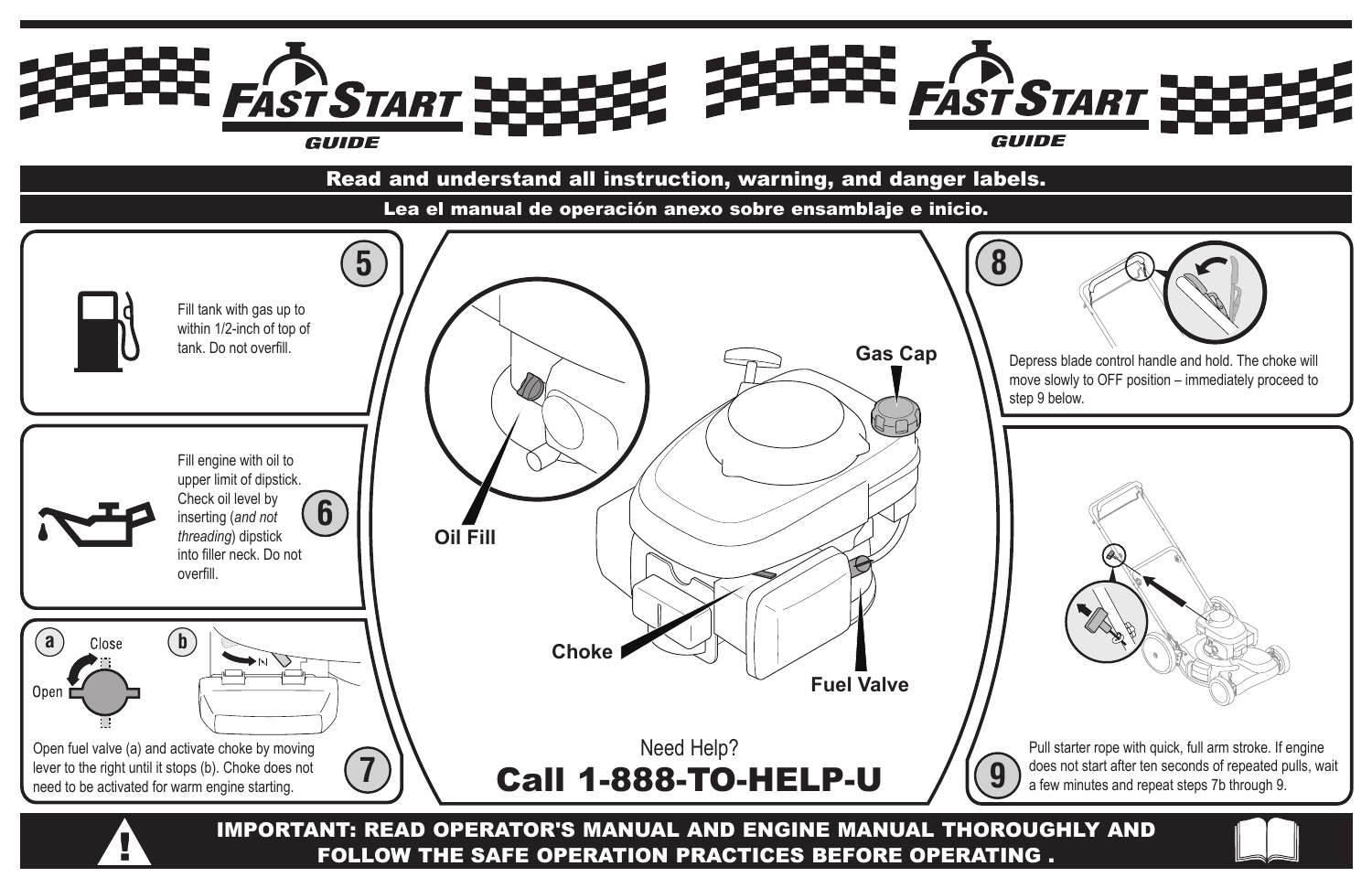# FAST START GUIDE

**Read and understand all instruction, warning, and danger labels.**

**Lea el manual de operación anexo sobre ensamblaje e inicio.**

**5**

Fill tank with gas up to within 1/2-inch of top of tank. Do not overfill.

**6**

Fill engine with oil to upper limit of dipstick. Check oil level by inserting (*and not threading*) dipstick into filler neck. Do not overfill.

**7**

a — Close / Open

b

Open fuel valve (a) and activate choke by moving lever to the right until it stops (b). Choke does not need to be activated for warm engine starting.

**Gas Cap**

**Oil Fill**

**Choke**

**Fuel Valve**

Need Help?

**Call 1-888-TO-HELP-U**

**8**

Depress blade control handle and hold. The choke will move slowly to OFF position – immediately proceed to step 9 below.

**9**

Pull starter rope with quick, full arm stroke. If engine does not start after ten seconds of repeated pulls, wait a few minutes and repeat steps 7b through 9.

**IMPORTANT: READ OPERATOR'S MANUAL AND ENGINE MANUAL THOROUGHLY AND FOLLOW THE SAFE OPERATION PRACTICES BEFORE OPERATING .**